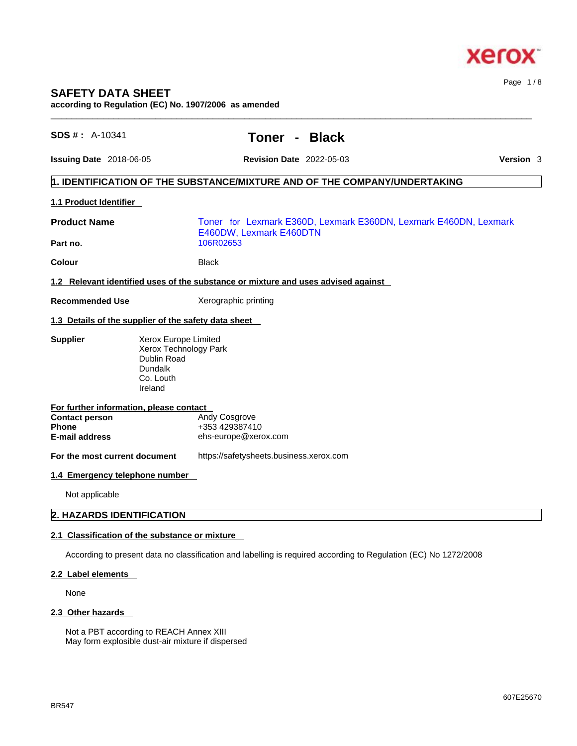# SAFETY DATA SHEET

**according to Regulation (EC) No. 1907/2006 as amended**

**SDS # :** A-10341 **Toner - Black**

**Issuing Date** 2018-06-05 **Revision Date** 2022-05-03 **Version** 3

## 1. IDENTIFICATION OF THE SUBSTANCE/MIXTURE AND OF THE COMPANY/UNDERTAKING

### 1.1 Product Identifier

**Product Name** Toner for Lexmark E360D, Lexmark E360DN, Lexmark E460DN, Lexmark E460DW, Lexmark E460DTN

**Part no.** 106R02653

**Colour** Black

### 1.2 Relevant identified uses of the substance or mixture and uses advised against

**Recommended Use** Xerographic printing

### 1.3 Details of the supplier of the safety data sheet

**Supplier**
Xerox Europe Limited
Xerox Technology Park
Dublin Road
Dundalk
Co. Louth
Ireland

**For further information, please contact**

**Contact person** Andy Cosgrove
**Phone** +353 429387410
**E-mail address** ehs-europe@xerox.com

**For the most current document** https://safetysheets.business.xerox.com

### 1.4 Emergency telephone number

Not applicable

## 2. HAZARDS IDENTIFICATION

### 2.1 Classification of the substance or mixture

According to present data no classification and labelling is required according to Regulation (EC) No 1272/2008

### 2.2 Label elements

None

### 2.3 Other hazards

Not a PBT according to REACH Annex XIII
May form explosible dust-air mixture if dispersed

BR547 607E25670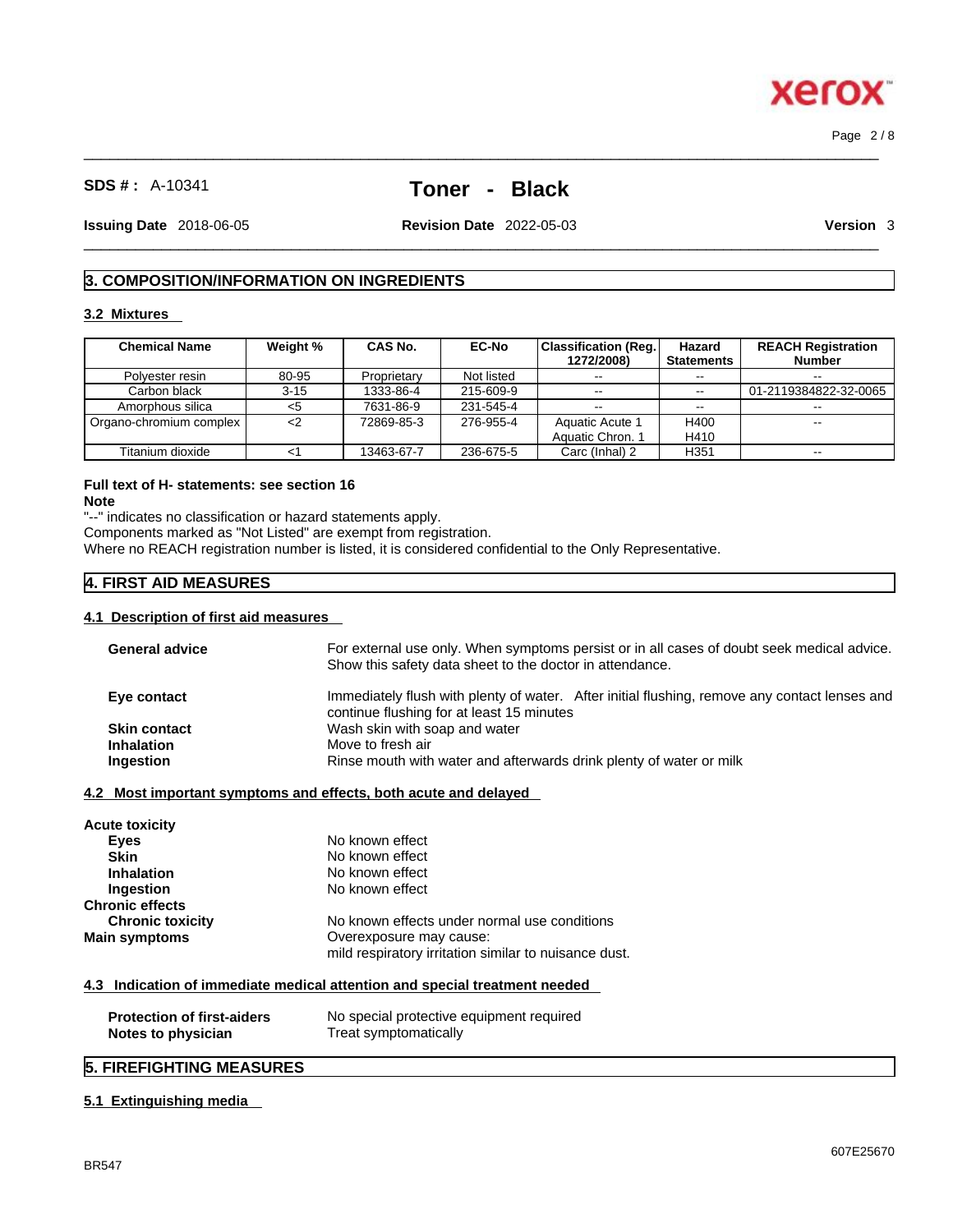**SDS # :** A-10341

# Toner - Black

**Issuing Date** 2018-06-05 **Revision Date** 2022-05-03 **Version** 3

## 3. COMPOSITION/INFORMATION ON INGREDIENTS

### 3.2 Mixtures

| Chemical Name | Weight % | CAS No. | EC-No | Classification (Reg. 1272/2008) | Hazard Statements | REACH Registration Number |
|---|---|---|---|---|---|---|
| Polyester resin | 80-95 | Proprietary | Not listed | -- | -- | -- |
| Carbon black | 3-15 | 1333-86-4 | 215-609-9 | -- | -- | 01-2119384822-32-0065 |
| Amorphous silica | <5 | 7631-86-9 | 231-545-4 | -- | -- | -- |
| Organo-chromium complex | <2 | 72869-85-3 | 276-955-4 | Aquatic Acute 1<br>Aquatic Chron. 1 | H400<br>H410 | -- |
| Titanium dioxide | <1 | 13463-67-7 | 236-675-5 | Carc (Inhal) 2 | H351 | -- |

**Full text of H- statements: see section 16**

**Note**

"--" indicates no classification or hazard statements apply.
Components marked as "Not Listed" are exempt from registration.
Where no REACH registration number is listed, it is considered confidential to the Only Representative.

## 4. FIRST AID MEASURES

### 4.1 Description of first aid measures

**General advice** For external use only. When symptoms persist or in all cases of doubt seek medical advice. Show this safety data sheet to the doctor in attendance.

**Eye contact** Immediately flush with plenty of water. After initial flushing, remove any contact lenses and continue flushing for at least 15 minutes

**Skin contact** Wash skin with soap and water

**Inhalation** Move to fresh air

**Ingestion** Rinse mouth with water and afterwards drink plenty of water or milk

### 4.2 Most important symptoms and effects, both acute and delayed

**Acute toxicity**

**Eyes** No known effect

**Skin** No known effect

**Inhalation** No known effect

**Ingestion** No known effect

**Chronic effects**

**Chronic toxicity** No known effects under normal use conditions

**Main symptoms** Overexposure may cause:
mild respiratory irritation similar to nuisance dust.

### 4.3 Indication of immediate medical attention and special treatment needed

**Protection of first-aiders** No special protective equipment required

**Notes to physician** Treat symptomatically

## 5. FIREFIGHTING MEASURES

### 5.1 Extinguishing media

BR547

607E25670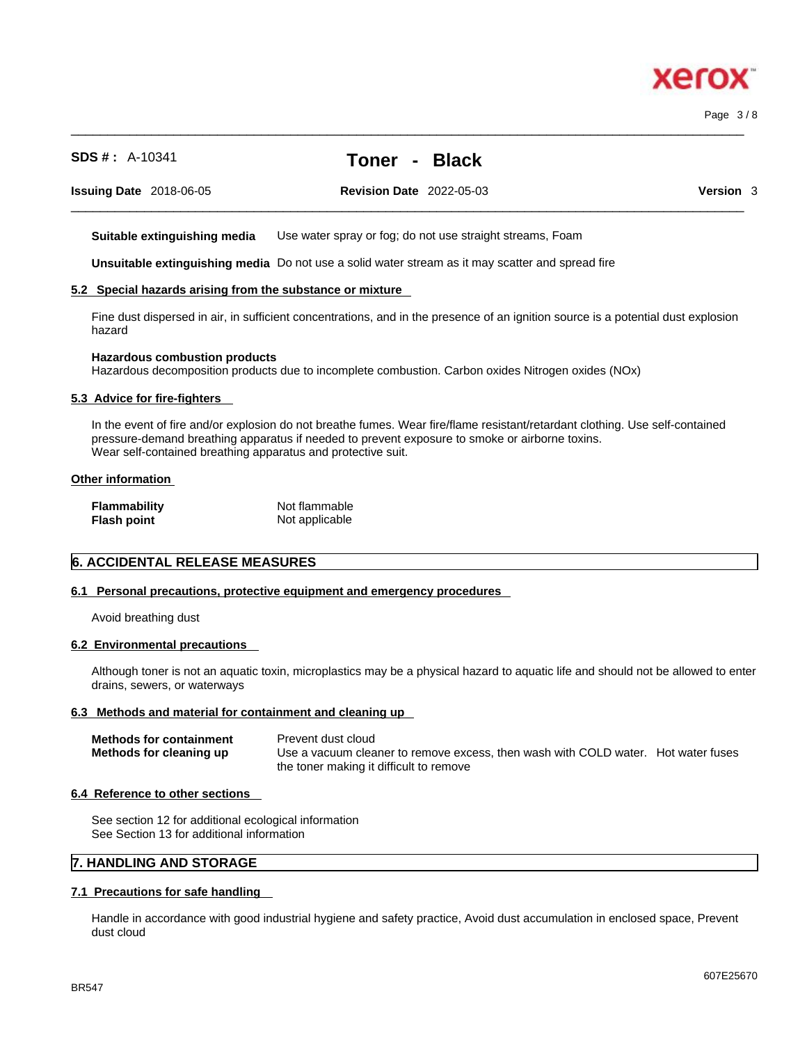**Suitable extinguishing media** Use water spray or fog; do not use straight streams, Foam

**Unsuitable extinguishing media** Do not use a solid water stream as it may scatter and spread fire

### 5.2 Special hazards arising from the substance or mixture

Fine dust dispersed in air, in sufficient concentrations, and in the presence of an ignition source is a potential dust explosion hazard

**Hazardous combustion products**
Hazardous decomposition products due to incomplete combustion. Carbon oxides Nitrogen oxides (NOx)

### 5.3 Advice for fire-fighters

In the event of fire and/or explosion do not breathe fumes. Wear fire/flame resistant/retardant clothing. Use self-contained pressure-demand breathing apparatus if needed to prevent exposure to smoke or airborne toxins.
Wear self-contained breathing apparatus and protective suit.

### Other information

| | |
|---|---|
| **Flammability** | Not flammable |
| **Flash point** | Not applicable |

## 6. ACCIDENTAL RELEASE MEASURES

### 6.1 Personal precautions, protective equipment and emergency procedures

Avoid breathing dust

### 6.2 Environmental precautions

Although toner is not an aquatic toxin, microplastics may be a physical hazard to aquatic life and should not be allowed to enter drains, sewers, or waterways

### 6.3 Methods and material for containment and cleaning up

| | |
|---|---|
| **Methods for containment** | Prevent dust cloud |
| **Methods for cleaning up** | Use a vacuum cleaner to remove excess, then wash with COLD water. Hot water fuses the toner making it difficult to remove |

### 6.4 Reference to other sections

See section 12 for additional ecological information
See Section 13 for additional information

## 7. HANDLING AND STORAGE

### 7.1 Precautions for safe handling

Handle in accordance with good industrial hygiene and safety practice, Avoid dust accumulation in enclosed space, Prevent dust cloud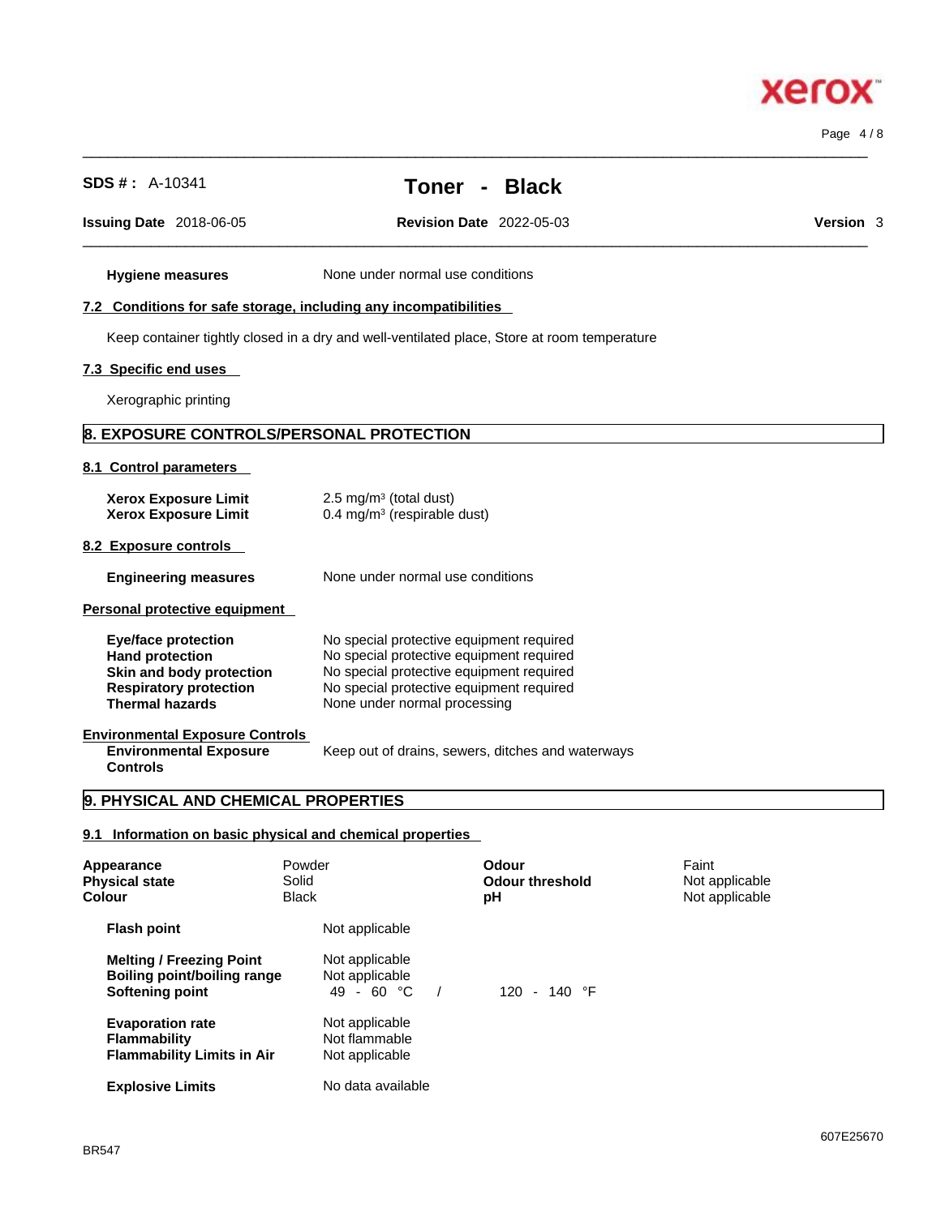**Hygiene measures** None under normal use conditions

### 7.2 Conditions for safe storage, including any incompatibilities

Keep container tightly closed in a dry and well-ventilated place, Store at room temperature

### 7.3 Specific end uses

Xerographic printing

## 8. EXPOSURE CONTROLS/PERSONAL PROTECTION

### 8.1 Control parameters

| | |
|---|---|
| **Xerox Exposure Limit** | 2.5 mg/m³ (total dust) |
| **Xerox Exposure Limit** | 0.4 mg/m³ (respirable dust) |

### 8.2 Exposure controls

**Engineering measures** None under normal use conditions

### Personal protective equipment

| | |
|---|---|
| **Eye/face protection** | No special protective equipment required |
| **Hand protection** | No special protective equipment required |
| **Skin and body protection** | No special protective equipment required |
| **Respiratory protection** | No special protective equipment required |
| **Thermal hazards** | None under normal processing |

### Environmental Exposure Controls

**Environmental Exposure Controls** Keep out of drains, sewers, ditches and waterways

## 9. PHYSICAL AND CHEMICAL PROPERTIES

### 9.1 Information on basic physical and chemical properties

| | | | |
|---|---|---|---|
| **Appearance** | Powder | **Odour** | Faint |
| **Physical state** | Solid | **Odour threshold** | Not applicable |
| **Colour** | Black | **pH** | Not applicable |

| | |
|---|---|
| **Flash point** | Not applicable |
| **Melting / Freezing Point** | Not applicable |
| **Boiling point/boiling range** | Not applicable |
| **Softening point** | 49 - 60 °C / 120 - 140 °F |
| **Evaporation rate** | Not applicable |
| **Flammability** | Not flammable |
| **Flammability Limits in Air** | Not applicable |
| **Explosive Limits** | No data available |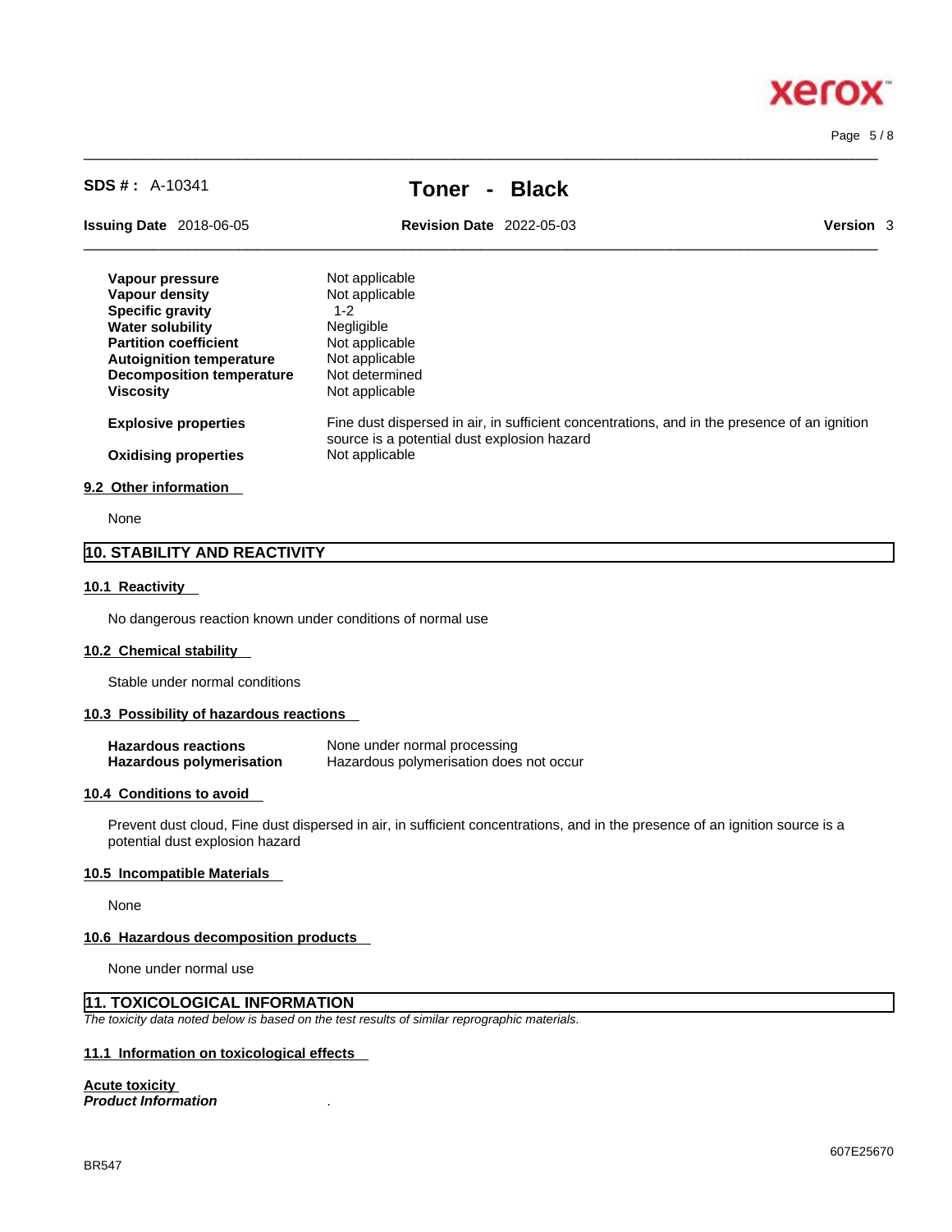| | |
|---|---|
| **Vapour pressure** | Not applicable |
| **Vapour density** | Not applicable |
| **Specific gravity** | 1-2 |
| **Water solubility** | Negligible |
| **Partition coefficient** | Not applicable |
| **Autoignition temperature** | Not applicable |
| **Decomposition temperature** | Not determined |
| **Viscosity** | Not applicable |
| **Explosive properties** | Fine dust dispersed in air, in sufficient concentrations, and in the presence of an ignition source is a potential dust explosion hazard |
| **Oxidising properties** | Not applicable |

### 9.2 Other information

None

## 10. STABILITY AND REACTIVITY

### 10.1 Reactivity

No dangerous reaction known under conditions of normal use

### 10.2 Chemical stability

Stable under normal conditions

### 10.3 Possibility of hazardous reactions

| | |
|---|---|
| **Hazardous reactions** | None under normal processing |
| **Hazardous polymerisation** | Hazardous polymerisation does not occur |

### 10.4 Conditions to avoid

Prevent dust cloud, Fine dust dispersed in air, in sufficient concentrations, and in the presence of an ignition source is a potential dust explosion hazard

### 10.5 Incompatible Materials

None

### 10.6 Hazardous decomposition products

None under normal use

## 11. TOXICOLOGICAL INFORMATION

*The toxicity data noted below is based on the test results of similar reprographic materials.*

### 11.1 Information on toxicological effects

**Acute toxicity**

***Product Information*** .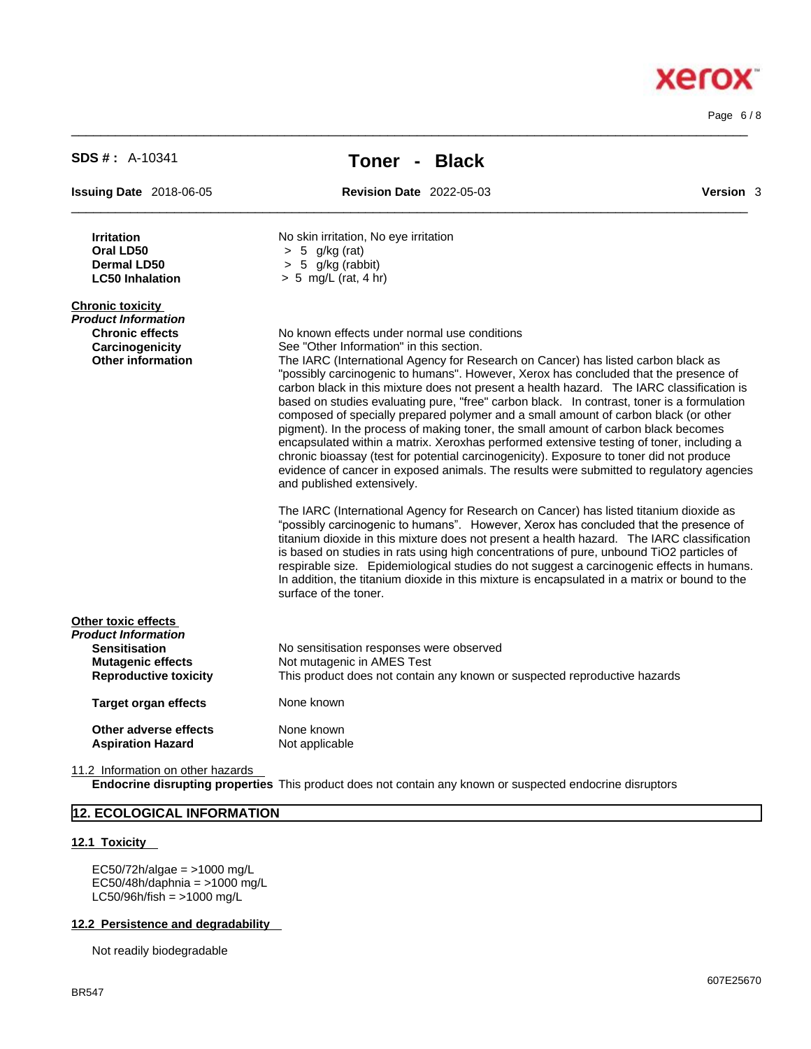| | |
|---|---|
| **Irritation** | No skin irritation, No eye irritation |
| **Oral LD50** | > 5 g/kg (rat) |
| **Dermal LD50** | > 5 g/kg (rabbit) |
| **LC50 Inhalation** | > 5 mg/L (rat, 4 hr) |

**Chronic toxicity**

***Product Information***

**Chronic effects** No known effects under normal use conditions

**Carcinogenicity** See "Other Information" in this section.

**Other information** The IARC (International Agency for Research on Cancer) has listed carbon black as "possibly carcinogenic to humans". However, Xerox has concluded that the presence of carbon black in this mixture does not present a health hazard. The IARC classification is based on studies evaluating pure, "free" carbon black. In contrast, toner is a formulation composed of specially prepared polymer and a small amount of carbon black (or other pigment). In the process of making toner, the small amount of carbon black becomes encapsulated within a matrix. Xeroxhas performed extensive testing of toner, including a chronic bioassay (test for potential carcinogenicity). Exposure to toner did not produce evidence of cancer in exposed animals. The results were submitted to regulatory agencies and published extensively.

The IARC (International Agency for Research on Cancer) has listed titanium dioxide as "possibly carcinogenic to humans". However, Xerox has concluded that the presence of titanium dioxide in this mixture does not present a health hazard. The IARC classification is based on studies in rats using high concentrations of pure, unbound $TiO_2$ particles of respirable size. Epidemiological studies do not suggest a carcinogenic effects in humans. In addition, the titanium dioxide in this mixture is encapsulated in a matrix or bound to the surface of the toner.

**Other toxic effects**

***Product Information***

| | |
|---|---|
| **Sensitisation** | No sensitisation responses were observed |
| **Mutagenic effects** | Not mutagenic in AMES Test |
| **Reproductive toxicity** | This product does not contain any known or suspected reproductive hazards |
| **Target organ effects** | None known |
| **Other adverse effects** | None known |
| **Aspiration Hazard** | Not applicable |

11.2 Information on other hazards

**Endocrine disrupting properties** This product does not contain any known or suspected endocrine disruptors

## 12. ECOLOGICAL INFORMATION

### 12.1 Toxicity

EC50/72h/algae = >1000 mg/L
EC50/48h/daphnia = >1000 mg/L
LC50/96h/fish = >1000 mg/L

### 12.2 Persistence and degradability

Not readily biodegradable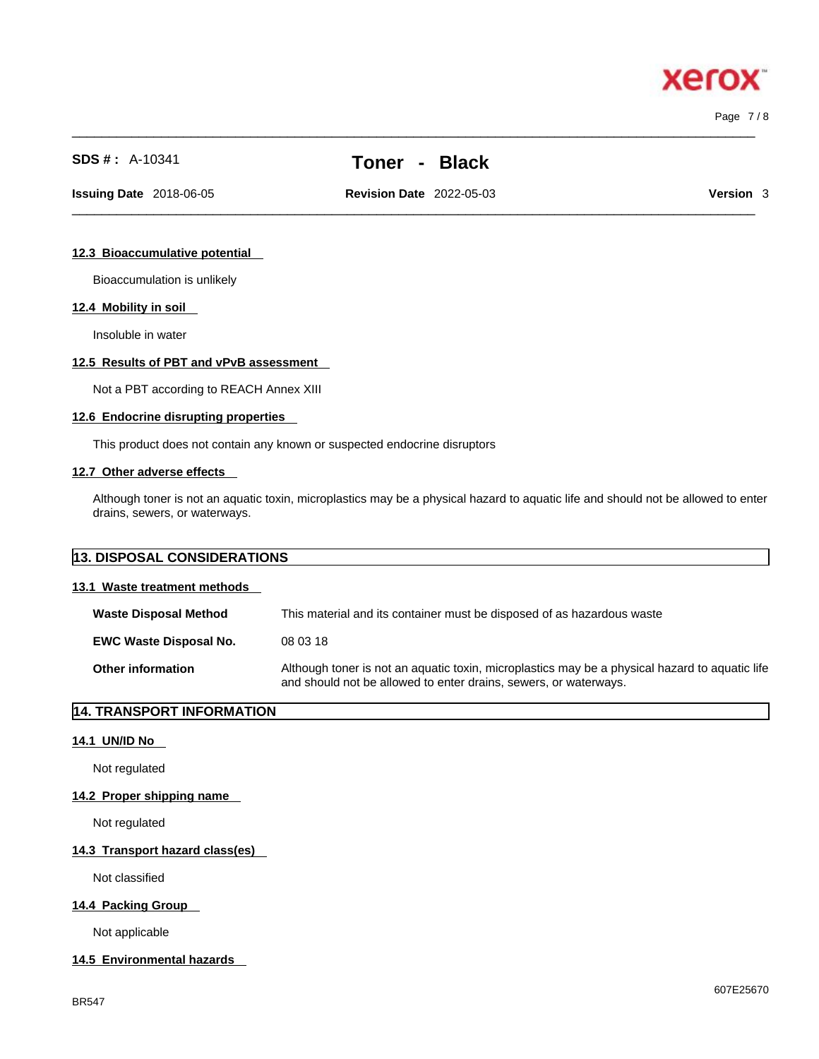#### 12.3 Bioaccumulative potential

Bioaccumulation is unlikely

#### 12.4 Mobility in soil

Insoluble in water

#### 12.5 Results of PBT and vPvB assessment

Not a PBT according to REACH Annex XIII

#### 12.6 Endocrine disrupting properties

This product does not contain any known or suspected endocrine disruptors

#### 12.7 Other adverse effects

Although toner is not an aquatic toxin, microplastics may be a physical hazard to aquatic life and should not be allowed to enter drains, sewers, or waterways.

## 13. DISPOSAL CONSIDERATIONS

#### 13.1 Waste treatment methods

**Waste Disposal Method** — This material and its container must be disposed of as hazardous waste

**EWC Waste Disposal No.** — 08 03 18

**Other information** — Although toner is not an aquatic toxin, microplastics may be a physical hazard to aquatic life and should not be allowed to enter drains, sewers, or waterways.

## 14. TRANSPORT INFORMATION

#### 14.1 UN/ID No

Not regulated

#### 14.2 Proper shipping name

Not regulated

#### 14.3 Transport hazard class(es)

Not classified

#### 14.4 Packing Group

Not applicable

#### 14.5 Environmental hazards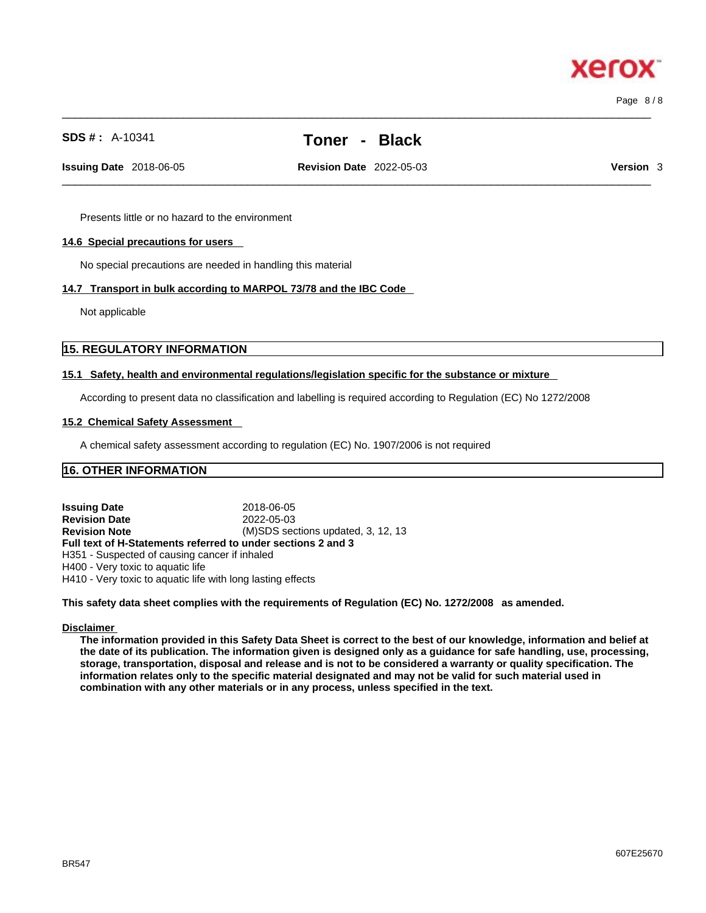Presents little or no hazard to the environment

### 14.6 Special precautions for users

No special precautions are needed in handling this material

### 14.7 Transport in bulk according to MARPOL 73/78 and the IBC Code

Not applicable

## 15. REGULATORY INFORMATION

### 15.1 Safety, health and environmental regulations/legislation specific for the substance or mixture

According to present data no classification and labelling is required according to Regulation (EC) No 1272/2008

### 15.2 Chemical Safety Assessment

A chemical safety assessment according to regulation (EC) No. 1907/2006 is not required

## 16. OTHER INFORMATION

**Issuing Date** 2018-06-05
**Revision Date** 2022-05-03
**Revision Note** (M)SDS sections updated, 3, 12, 13

**Full text of H-Statements referred to under sections 2 and 3**

H351 - Suspected of causing cancer if inhaled
H400 - Very toxic to aquatic life
H410 - Very toxic to aquatic life with long lasting effects

**This safety data sheet complies with the requirements of Regulation (EC) No. 1272/2008 as amended.**

**Disclaimer**

**The information provided in this Safety Data Sheet is correct to the best of our knowledge, information and belief at the date of its publication. The information given is designed only as a guidance for safe handling, use, processing, storage, transportation, disposal and release and is not to be considered a warranty or quality specification. The information relates only to the specific material designated and may not be valid for such material used in combination with any other materials or in any process, unless specified in the text.**